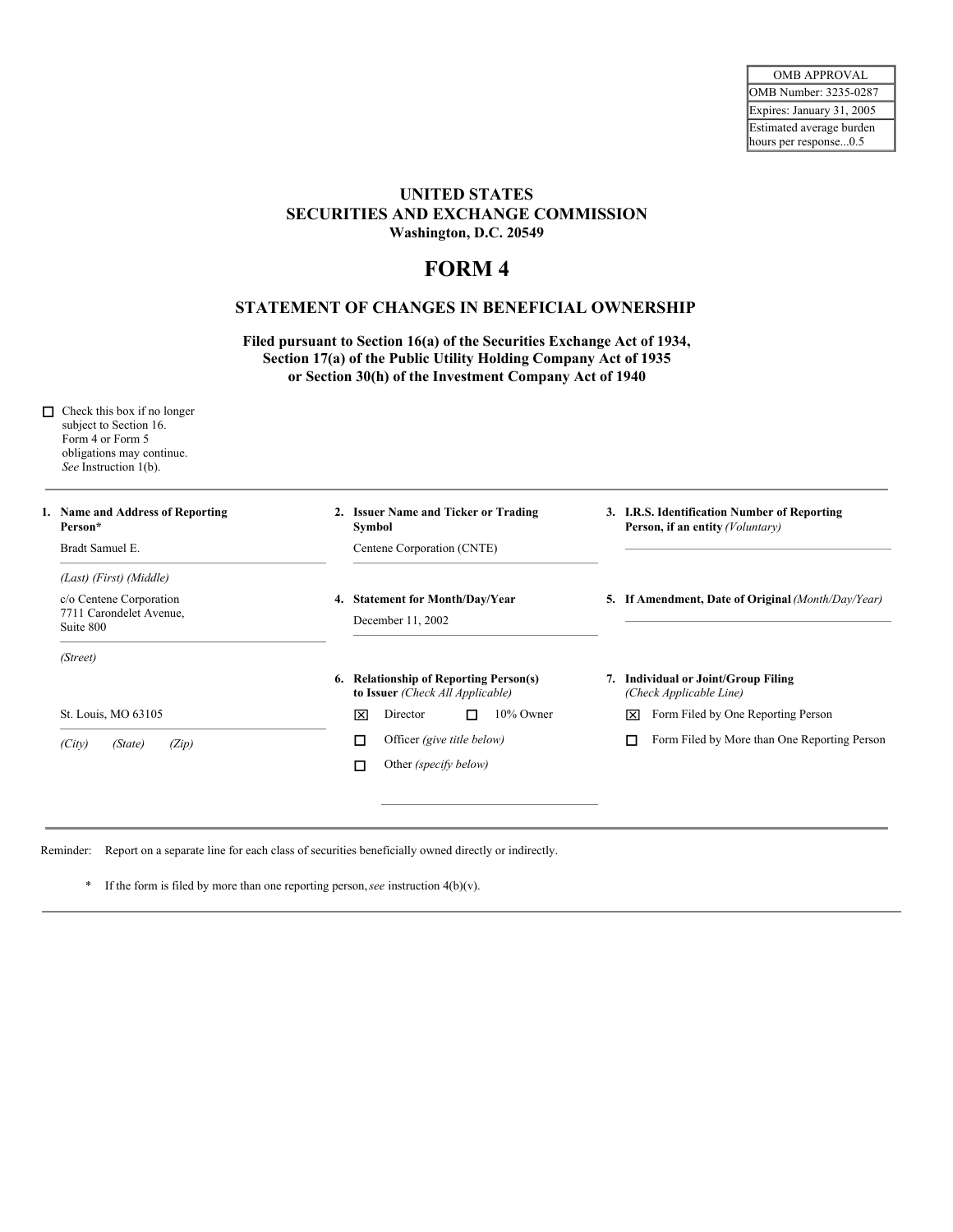| OMB APPROVAL |
| --- |
| OMB Number: 3235-0287 |
| Expires: January 31, 2005 |
| Estimated average burden hours per response...0.5 |

**UNITED STATES**
**SECURITIES AND EXCHANGE COMMISSION**
**Washington, D.C. 20549**

# FORM 4

## STATEMENT OF CHANGES IN BENEFICIAL OWNERSHIP

**Filed pursuant to Section 16(a) of the Securities Exchange Act of 1934, Section 17(a) of the Public Utility Holding Company Act of 1935 or Section 30(h) of the Investment Company Act of 1940**

☐ Check this box if no longer subject to Section 16. Form 4 or Form 5 obligations may continue. *See* Instruction 1(b).

**1. Name and Address of Reporting Person***

Bradt Samuel E.

*(Last) (First) (Middle)*

c/o Centene Corporation
7711 Carondelet Avenue,
Suite 800

*(Street)*

St. Louis, MO 63105

*(City) (State) (Zip)*

**2. Issuer Name and Ticker or Trading Symbol**

Centene Corporation (CNTE)

**3. I.R.S. Identification Number of Reporting Person, if an entity** *(Voluntary)*

**4. Statement for Month/Day/Year**

December 11, 2002

**5. If Amendment, Date of Original** *(Month/Day/Year)*

**6. Relationship of Reporting Person(s) to Issuer** *(Check All Applicable)*

☒ Director ☐ 10% Owner
☐ Officer *(give title below)*
☐ Other *(specify below)*

**7. Individual or Joint/Group Filing** *(Check Applicable Line)*

☒ Form Filed by One Reporting Person
☐ Form Filed by More than One Reporting Person

Reminder: Report on a separate line for each class of securities beneficially owned directly or indirectly.

\* If the form is filed by more than one reporting person, *see* instruction 4(b)(v).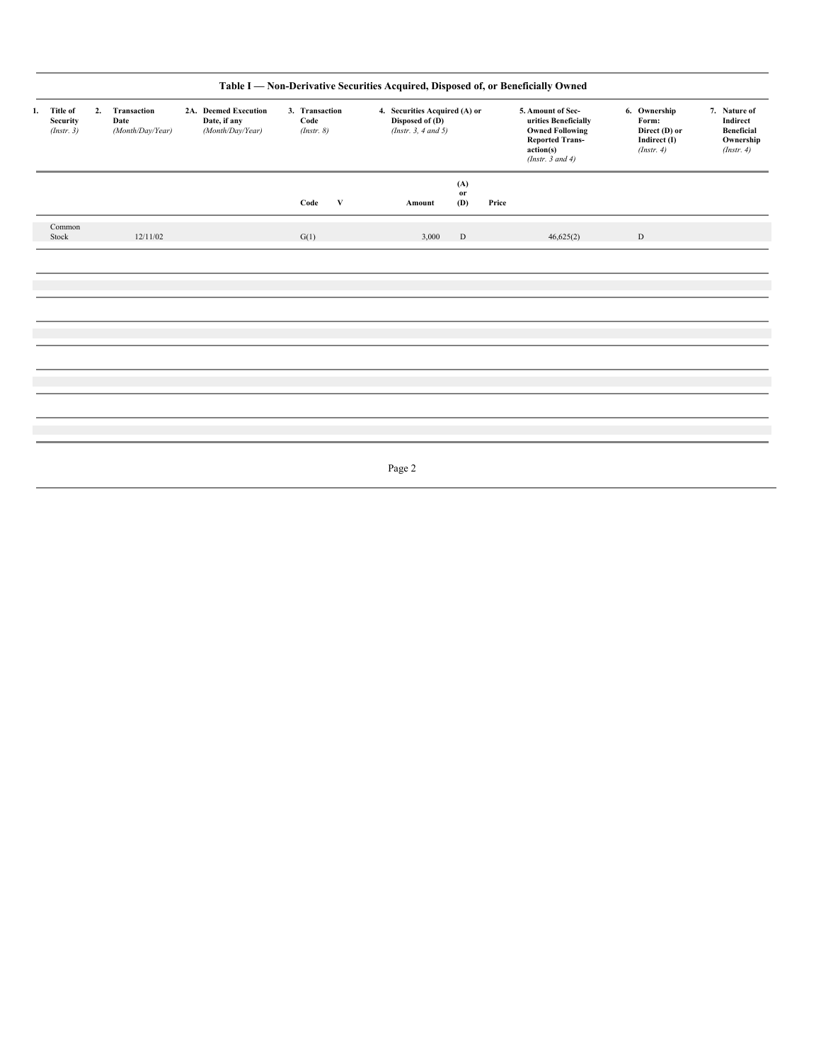## Table I — Non-Derivative Securities Acquired, Disposed of, or Beneficially Owned

| 1. Title of Security *(Instr. 3)* | 2. Transaction Date *(Month/Day/Year)* | 2A. Deemed Execution Date, if any *(Month/Day/Year)* | 3. Transaction Code *(Instr. 8)* | | 4. Securities Acquired (A) or Disposed of (D) *(Instr. 3, 4 and 5)* | | | 5. Amount of Securities Beneficially Owned Following Reported Transaction(s) *(Instr. 3 and 4)* | 6. Ownership Form: Direct (D) or Indirect (I) *(Instr. 4)* | 7. Nature of Indirect Beneficial Ownership *(Instr. 4)* |
|---|---|---|---|---|---|---|---|---|---|---|
| | | | Code | V | Amount | (A) or (D) | Price | | | |
| Common Stock | 12/11/02 | | G(1) | | 3,000 | D | | 46,625(2) | D | |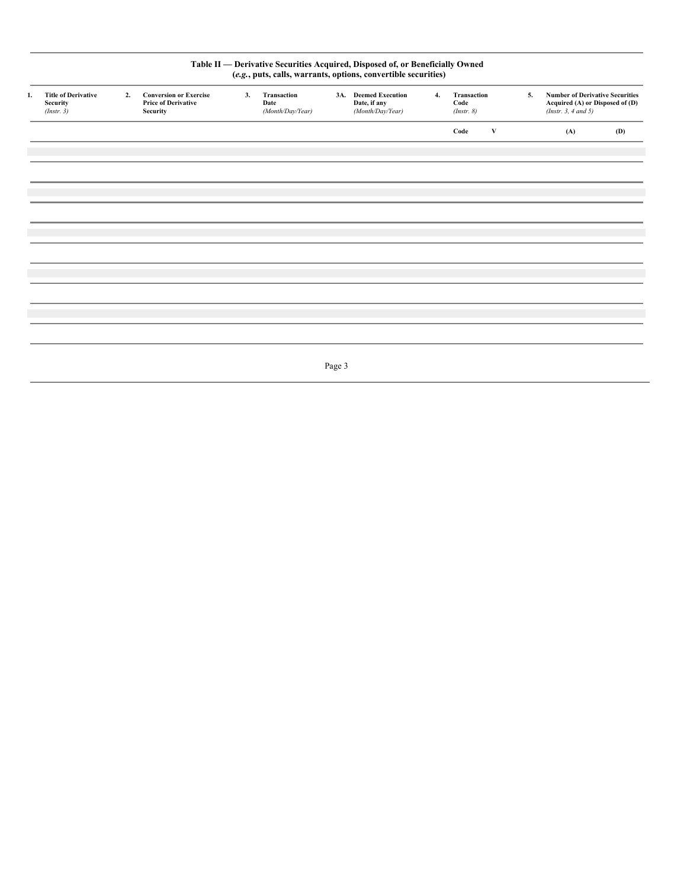**Table II — Derivative Securities Acquired, Disposed of, or Beneficially Owned**
**(*e.g.*, puts, calls, warrants, options, convertible securities)**

| 1. Title of Derivative Security *(Instr. 3)* | 2. Conversion or Exercise Price of Derivative Security | 3. Transaction Date *(Month/Day/Year)* | 3A. Deemed Execution Date, if any *(Month/Day/Year)* | 4. Transaction Code *(Instr. 8)* | | 5. Number of Derivative Securities Acquired (A) or Disposed of (D) *(Instr. 3, 4 and 5)* | |
|---|---|---|---|---|---|---|---|
| | | | | Code | V | (A) | (D) |
| | | | | | | | |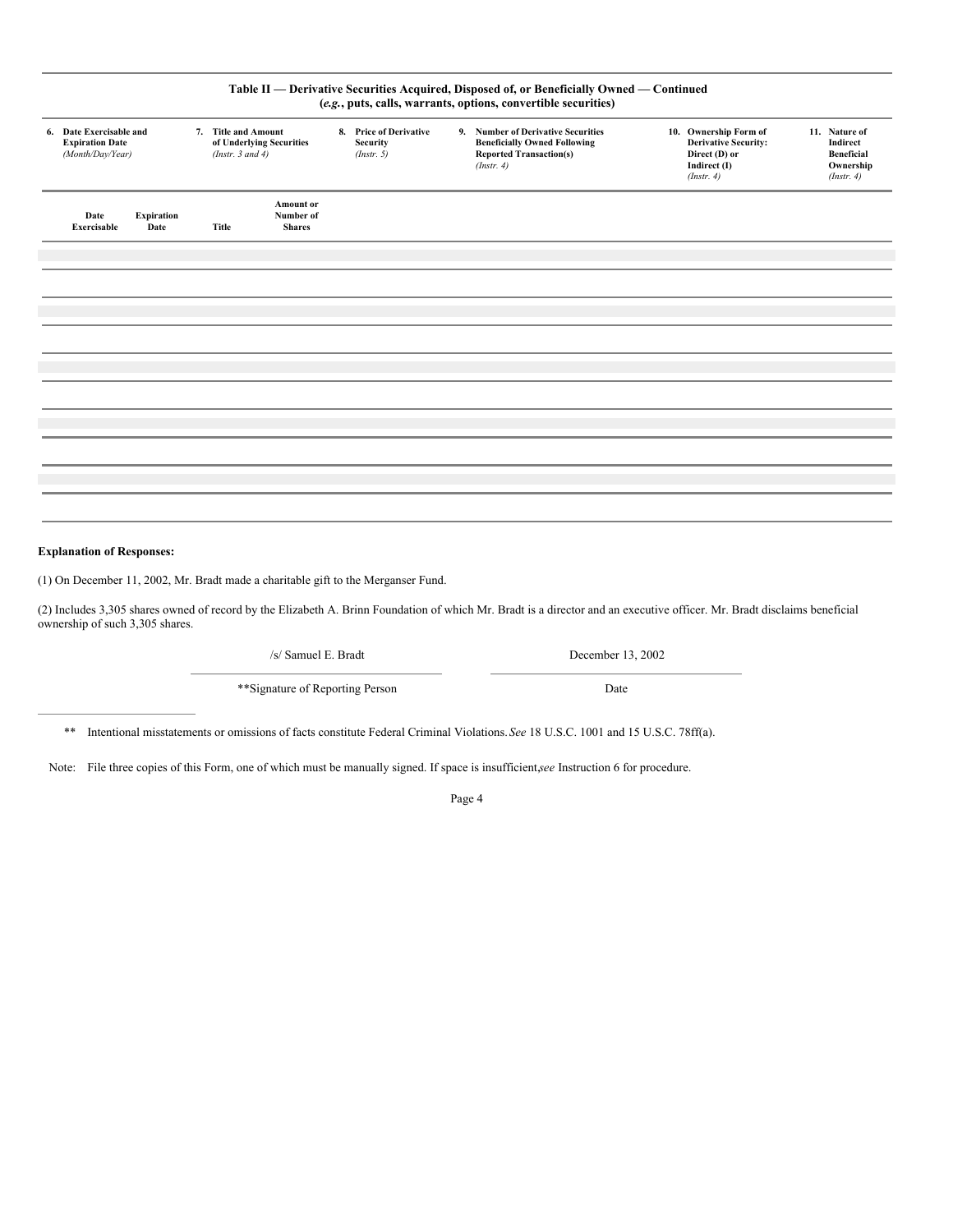**Table II — Derivative Securities Acquired, Disposed of, or Beneficially Owned — Continued**
**(*e.g.*, puts, calls, warrants, options, convertible securities)**

| 6. Date Exercisable and Expiration Date (Month/Day/Year) | | 7. Title and Amount of Underlying Securities (Instr. 3 and 4) | | 8. Price of Derivative Security (Instr. 5) | 9. Number of Derivative Securities Beneficially Owned Following Reported Transaction(s) (Instr. 4) | 10. Ownership Form of Derivative Security: Direct (D) or Indirect (I) (Instr. 4) | 11. Nature of Indirect Beneficial Ownership (Instr. 4) |
|---|---|---|---|---|---|---|---|
| Date Exercisable | Expiration Date | Title | Amount or Number of Shares | | | | |
| | | | | | | | |
| | | | | | | | |
| | | | | | | | |
| | | | | | | | |
| | | | | | | | |
| | | | | | | | |
| | | | | | | | |
| | | | | | | | |
| | | | | | | | |
| | | | | | | | |

**Explanation of Responses:**

(1) On December 11, 2002, Mr. Bradt made a charitable gift to the Merganser Fund.

(2) Includes 3,305 shares owned of record by the Elizabeth A. Brinn Foundation of which Mr. Bradt is a director and an executive officer. Mr. Bradt disclaims beneficial ownership of such 3,305 shares.

| /s/ Samuel E. Bradt | December 13, 2002 |
|---|---|
| **Signature of Reporting Person | Date |

** Intentional misstatements or omissions of facts constitute Federal Criminal Violations. *See* 18 U.S.C. 1001 and 15 U.S.C. 78ff(a).

Note: File three copies of this Form, one of which must be manually signed. If space is insufficient, *see* Instruction 6 for procedure.